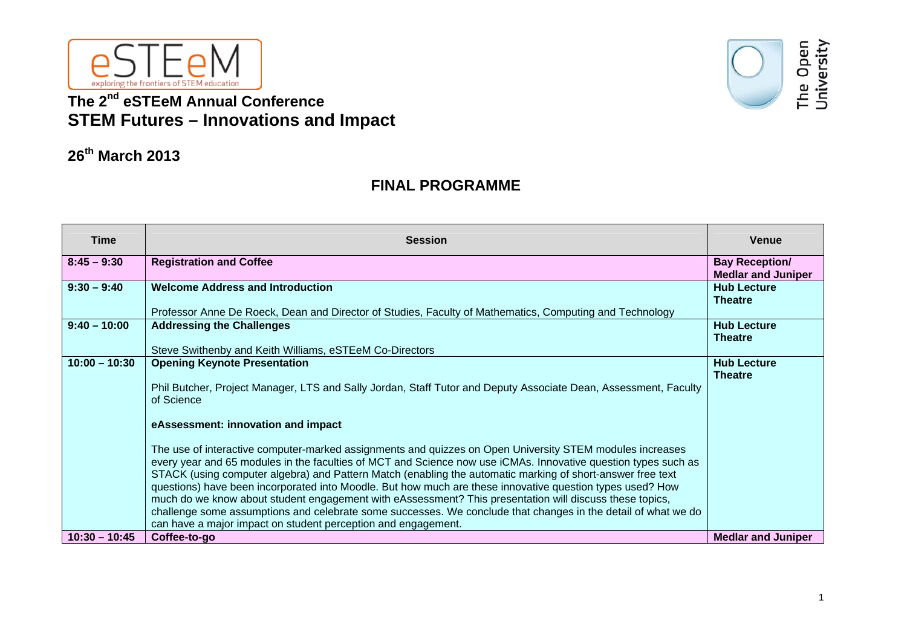eSTEeM

exploring the frontiers of STEM education

The Open University

# The 2nd eSTEeM Annual Conference
# STEM Futures – Innovations and Impact

## 26th March 2013

## FINAL PROGRAMME

| Time | Session | Venue |
|---|---|---|
| 8:45 – 9:30 | **Registration and Coffee** | **Bay Reception/ Medlar and Juniper** |
| 9:30 – 9:40 | **Welcome Address and Introduction**<br><br>Professor Anne De Roeck, Dean and Director of Studies, Faculty of Mathematics, Computing and Technology | **Hub Lecture Theatre** |
| 9:40 – 10:00 | **Addressing the Challenges**<br><br>Steve Swithenby and Keith Williams, eSTEeM Co-Directors | **Hub Lecture Theatre** |
| 10:00 – 10:30 | **Opening Keynote Presentation**<br><br>Phil Butcher, Project Manager, LTS and Sally Jordan, Staff Tutor and Deputy Associate Dean, Assessment, Faculty of Science<br><br>**eAssessment: innovation and impact**<br><br>The use of interactive computer-marked assignments and quizzes on Open University STEM modules increases every year and 65 modules in the faculties of MCT and Science now use iCMAs. Innovative question types such as STACK (using computer algebra) and Pattern Match (enabling the automatic marking of short-answer free text questions) have been incorporated into Moodle. But how much are these innovative question types used? How much do we know about student engagement with eAssessment? This presentation will discuss these topics, challenge some assumptions and celebrate some successes. We conclude that changes in the detail of what we do can have a major impact on student perception and engagement. | **Hub Lecture Theatre** |
| 10:30 – 10:45 | **Coffee-to-go** | **Medlar and Juniper** |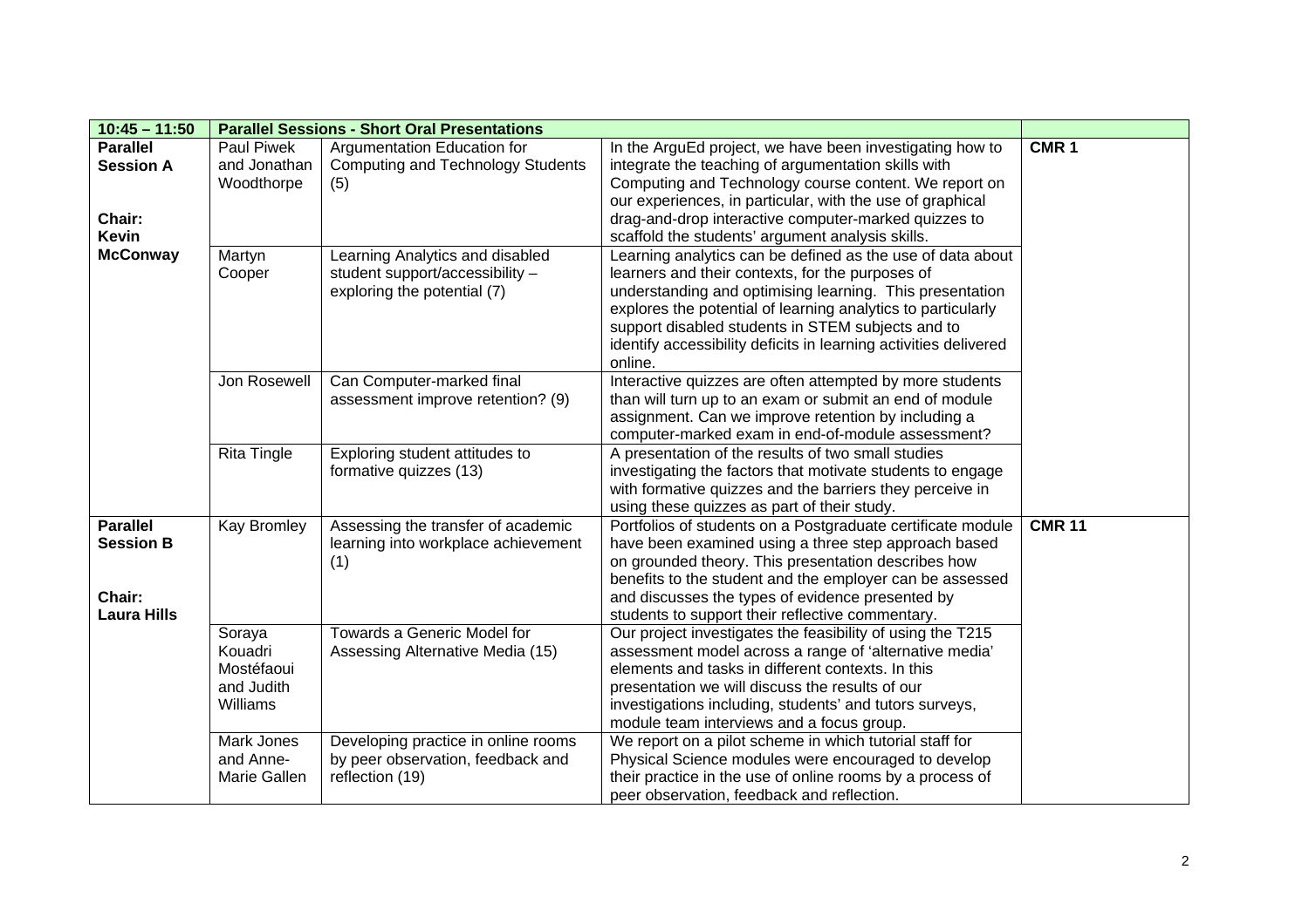| 10:45 – 11:50 | Parallel Sessions - Short Oral Presentations | | | |
|---|---|---|---|---|
| **Parallel Session A**<br><br>**Chair: Kevin McConway** | Paul Piwek and Jonathan Woodthorpe | Argumentation Education for Computing and Technology Students (5) | In the ArguEd project, we have been investigating how to integrate the teaching of argumentation skills with Computing and Technology course content. We report on our experiences, in particular, with the use of graphical drag-and-drop interactive computer-marked quizzes to scaffold the students' argument analysis skills. | **CMR 1** |
| | Martyn Cooper | Learning Analytics and disabled student support/accessibility – exploring the potential (7) | Learning analytics can be defined as the use of data about learners and their contexts, for the purposes of understanding and optimising learning. This presentation explores the potential of learning analytics to particularly support disabled students in STEM subjects and to identify accessibility deficits in learning activities delivered online. | |
| | Jon Rosewell | Can Computer-marked final assessment improve retention? (9) | Interactive quizzes are often attempted by more students than will turn up to an exam or submit an end of module assignment. Can we improve retention by including a computer-marked exam in end-of-module assessment? | |
| | Rita Tingle | Exploring student attitudes to formative quizzes (13) | A presentation of the results of two small studies investigating the factors that motivate students to engage with formative quizzes and the barriers they perceive in using these quizzes as part of their study. | |
| **Parallel Session B**<br><br>**Chair: Laura Hills** | Kay Bromley | Assessing the transfer of academic learning into workplace achievement (1) | Portfolios of students on a Postgraduate certificate module have been examined using a three step approach based on grounded theory. This presentation describes how benefits to the student and the employer can be assessed and discusses the types of evidence presented by students to support their reflective commentary. | **CMR 11** |
| | Soraya Kouadri Mostéfaoui and Judith Williams | Towards a Generic Model for Assessing Alternative Media (15) | Our project investigates the feasibility of using the T215 assessment model across a range of 'alternative media' elements and tasks in different contexts. In this presentation we will discuss the results of our investigations including, students' and tutors surveys, module team interviews and a focus group. | |
| | Mark Jones and Anne-Marie Gallen | Developing practice in online rooms by peer observation, feedback and reflection (19) | We report on a pilot scheme in which tutorial staff for Physical Science modules were encouraged to develop their practice in the use of online rooms by a process of peer observation, feedback and reflection. | |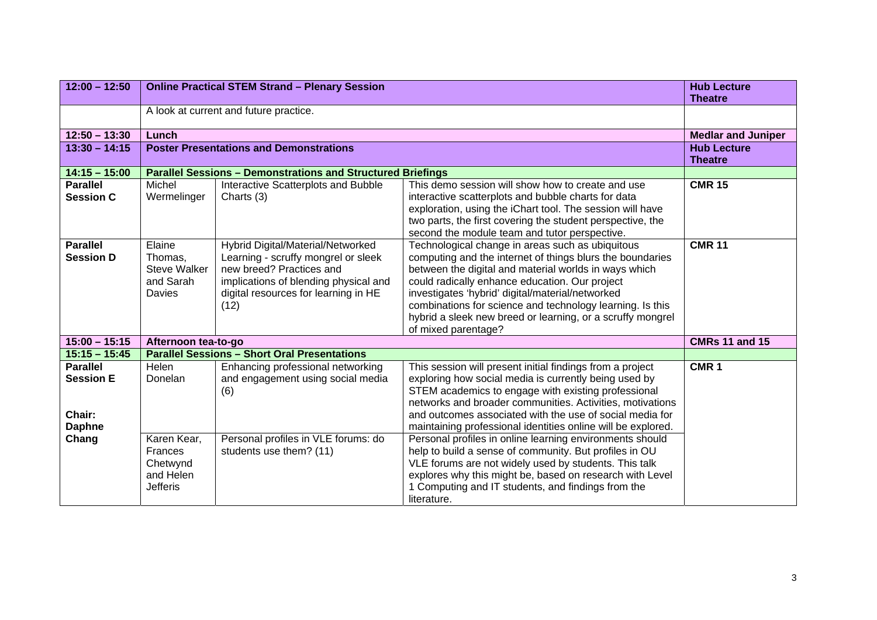| 12:00 – 12:50 | **Online Practical STEM Strand – Plenary Session** | | | **Hub Lecture Theatre** |
|---|---|---|---|---|
| | A look at current and future practice. | | | |
| **12:50 – 13:30** | **Lunch** | | | **Medlar and Juniper** |
| **13:30 – 14:15** | **Poster Presentations and Demonstrations** | | | **Hub Lecture Theatre** |
| **14:15 – 15:00** | **Parallel Sessions – Demonstrations and Structured Briefings** | | | |
| **Parallel Session C** | Michel Wermelinger | Interactive Scatterplots and Bubble Charts (3) | This demo session will show how to create and use interactive scatterplots and bubble charts for data exploration, using the iChart tool. The session will have two parts, the first covering the student perspective, the second the module team and tutor perspective. | **CMR 15** |
| **Parallel Session D** | Elaine Thomas, Steve Walker and Sarah Davies | Hybrid Digital/Material/Networked Learning - scruffy mongrel or sleek new breed? Practices and implications of blending physical and digital resources for learning in HE (12) | Technological change in areas such as ubiquitous computing and the internet of things blurs the boundaries between the digital and material worlds in ways which could radically enhance education. Our project investigates 'hybrid' digital/material/networked combinations for science and technology learning. Is this hybrid a sleek new breed or learning, or a scruffy mongrel of mixed parentage? | **CMR 11** |
| **15:00 – 15:15** | **Afternoon tea-to-go** | | | **CMRs 11 and 15** |
| **15:15 – 15:45** | **Parallel Sessions – Short Oral Presentations** | | | |
| **Parallel Session E**<br><br>**Chair: Daphne Chang** | Helen Donelan | Enhancing professional networking and engagement using social media (6) | This session will present initial findings from a project exploring how social media is currently being used by STEM academics to engage with existing professional networks and broader communities. Activities, motivations and outcomes associated with the use of social media for maintaining professional identities online will be explored. | **CMR 1** |
| | Karen Kear, Frances Chetwynd and Helen Jefferis | Personal profiles in VLE forums: do students use them? (11) | Personal profiles in online learning environments should help to build a sense of community. But profiles in OU VLE forums are not widely used by students. This talk explores why this might be, based on research with Level 1 Computing and IT students, and findings from the literature. | |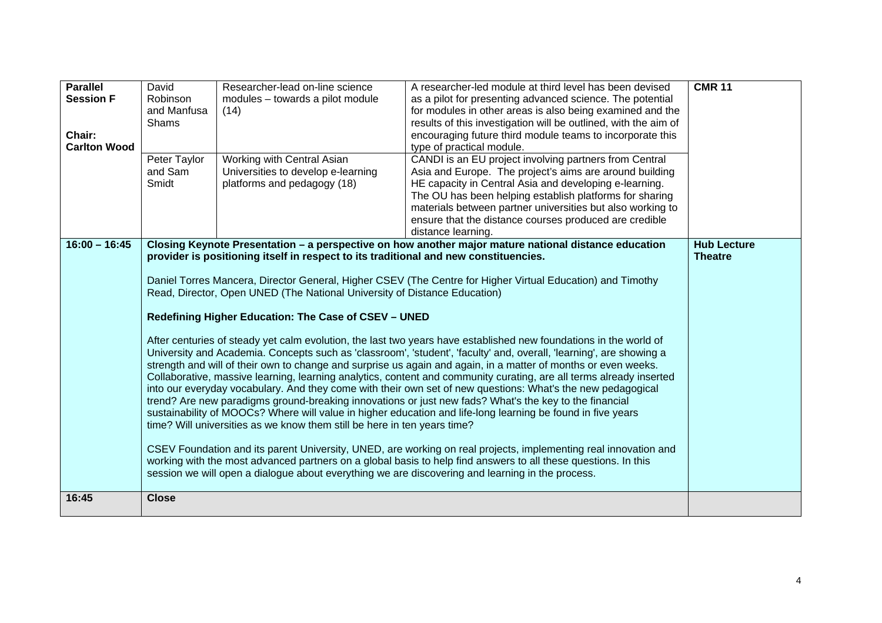| | | | | |
|---|---|---|---|---|
| **Parallel Session F**<br><br>**Chair: Carlton Wood** | David Robinson and Manfusa Shams | Researcher-lead on-line science modules – towards a pilot module (14) | A researcher-led module at third level has been devised as a pilot for presenting advanced science. The potential for modules in other areas is also being examined and the results of this investigation will be outlined, with the aim of encouraging future third module teams to incorporate this type of practical module. | **CMR 11** |
| | Peter Taylor and Sam Smidt | Working with Central Asian Universities to develop e-learning platforms and pedagogy (18) | CANDI is an EU project involving partners from Central Asia and Europe. The project's aims are around building HE capacity in Central Asia and developing e-learning. The OU has been helping establish platforms for sharing materials between partner universities but also working to ensure that the distance courses produced are credible distance learning. | |
| **16:00 – 16:45** | **Closing Keynote Presentation – a perspective on how another major mature national distance education provider is positioning itself in respect to its traditional and new constituencies.**<br><br>Daniel Torres Mancera, Director General, Higher CSEV (The Centre for Higher Virtual Education) and Timothy Read, Director, Open UNED (The National University of Distance Education)<br><br>**Redefining Higher Education: The Case of CSEV – UNED**<br><br>After centuries of steady yet calm evolution, the last two years have established new foundations in the world of University and Academia. Concepts such as 'classroom', 'student', 'faculty' and, overall, 'learning', are showing a strength and will of their own to change and surprise us again and again, in a matter of months or even weeks. Collaborative, massive learning, learning analytics, content and community curating, are all terms already inserted into our everyday vocabulary. And they come with their own set of new questions: What's the new pedagogical trend? Are new paradigms ground-breaking innovations or just new fads? What's the key to the financial sustainability of MOOCs? Where will value in higher education and life-long learning be found in five years time? Will universities as we know them still be here in ten years time?<br><br>CSEV Foundation and its parent University, UNED, are working on real projects, implementing real innovation and working with the most advanced partners on a global basis to help find answers to all these questions. In this session we will open a dialogue about everything we are discovering and learning in the process. | | | **Hub Lecture Theatre** |
| **16:45** | **Close** | | | |